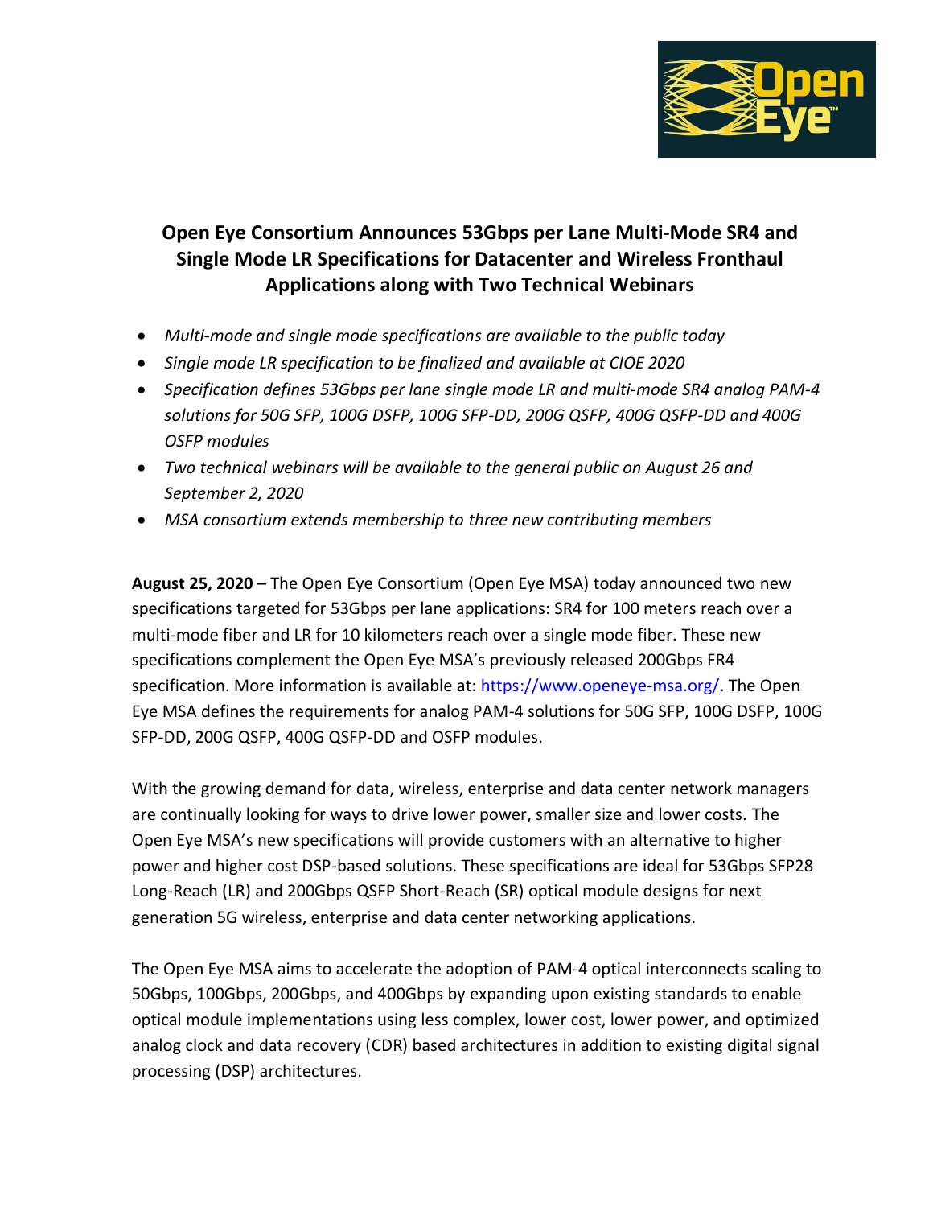# Open Eye Consortium Announces 53Gbps per Lane Multi-Mode SR4 and Single Mode LR Specifications for Datacenter and Wireless Fronthaul Applications along with Two Technical Webinars

- *Multi-mode and single mode specifications are available to the public today*
- *Single mode LR specification to be finalized and available at CIOE 2020*
- *Specification defines 53Gbps per lane single mode LR and multi-mode SR4 analog PAM-4 solutions for 50G SFP, 100G DSFP, 100G SFP-DD, 200G QSFP, 400G QSFP-DD and 400G OSFP modules*
- *Two technical webinars will be available to the general public on August 26 and September 2, 2020*
- *MSA consortium extends membership to three new contributing members*

**August 25, 2020** – The Open Eye Consortium (Open Eye MSA) today announced two new specifications targeted for 53Gbps per lane applications: SR4 for 100 meters reach over a multi-mode fiber and LR for 10 kilometers reach over a single mode fiber. These new specifications complement the Open Eye MSA's previously released 200Gbps FR4 specification. More information is available at: [https://www.openeye-msa.org/](https://www.openeye-msa.org/). The Open Eye MSA defines the requirements for analog PAM-4 solutions for 50G SFP, 100G DSFP, 100G SFP-DD, 200G QSFP, 400G QSFP-DD and OSFP modules.

With the growing demand for data, wireless, enterprise and data center network managers are continually looking for ways to drive lower power, smaller size and lower costs. The Open Eye MSA's new specifications will provide customers with an alternative to higher power and higher cost DSP-based solutions. These specifications are ideal for 53Gbps SFP28 Long-Reach (LR) and 200Gbps QSFP Short-Reach (SR) optical module designs for next generation 5G wireless, enterprise and data center networking applications.

The Open Eye MSA aims to accelerate the adoption of PAM-4 optical interconnects scaling to 50Gbps, 100Gbps, 200Gbps, and 400Gbps by expanding upon existing standards to enable optical module implementations using less complex, lower cost, lower power, and optimized analog clock and data recovery (CDR) based architectures in addition to existing digital signal processing (DSP) architectures.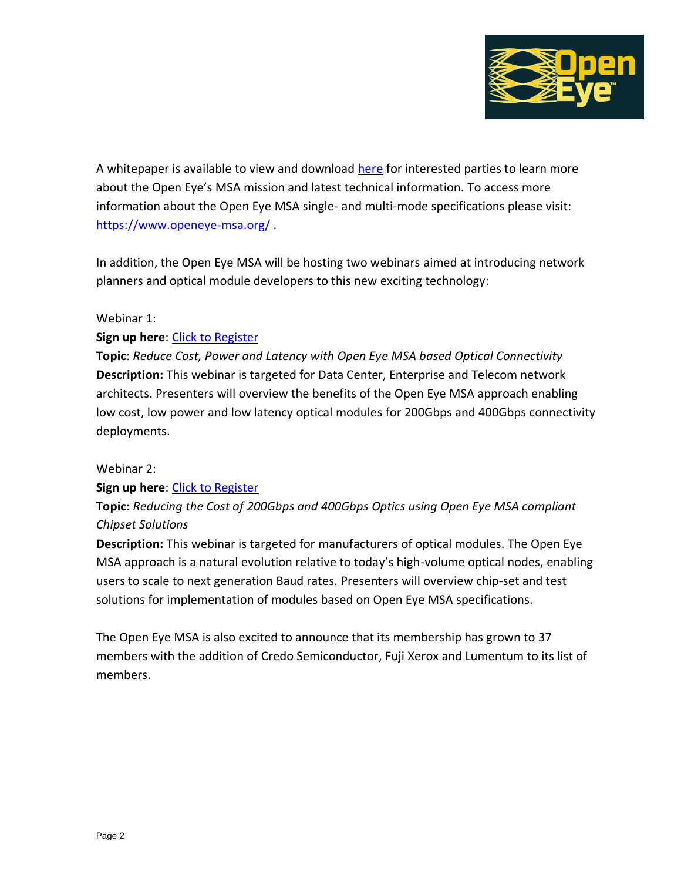A whitepaper is available to view and download here for interested parties to learn more about the Open Eye's MSA mission and latest technical information. To access more information about the Open Eye MSA single- and multi-mode specifications please visit: https://www.openeye-msa.org/ .

In addition, the Open Eye MSA will be hosting two webinars aimed at introducing network planners and optical module developers to this new exciting technology:

Webinar 1:

**Sign up here**: Click to Register

**Topic**: *Reduce Cost, Power and Latency with Open Eye MSA based Optical Connectivity*

**Description:** This webinar is targeted for Data Center, Enterprise and Telecom network architects. Presenters will overview the benefits of the Open Eye MSA approach enabling low cost, low power and low latency optical modules for 200Gbps and 400Gbps connectivity deployments.

Webinar 2:

**Sign up here**: Click to Register

**Topic:** *Reducing the Cost of 200Gbps and 400Gbps Optics using Open Eye MSA compliant Chipset Solutions*

**Description:** This webinar is targeted for manufacturers of optical modules. The Open Eye MSA approach is a natural evolution relative to today's high-volume optical nodes, enabling users to scale to next generation Baud rates. Presenters will overview chip-set and test solutions for implementation of modules based on Open Eye MSA specifications.

The Open Eye MSA is also excited to announce that its membership has grown to 37 members with the addition of Credo Semiconductor, Fuji Xerox and Lumentum to its list of members.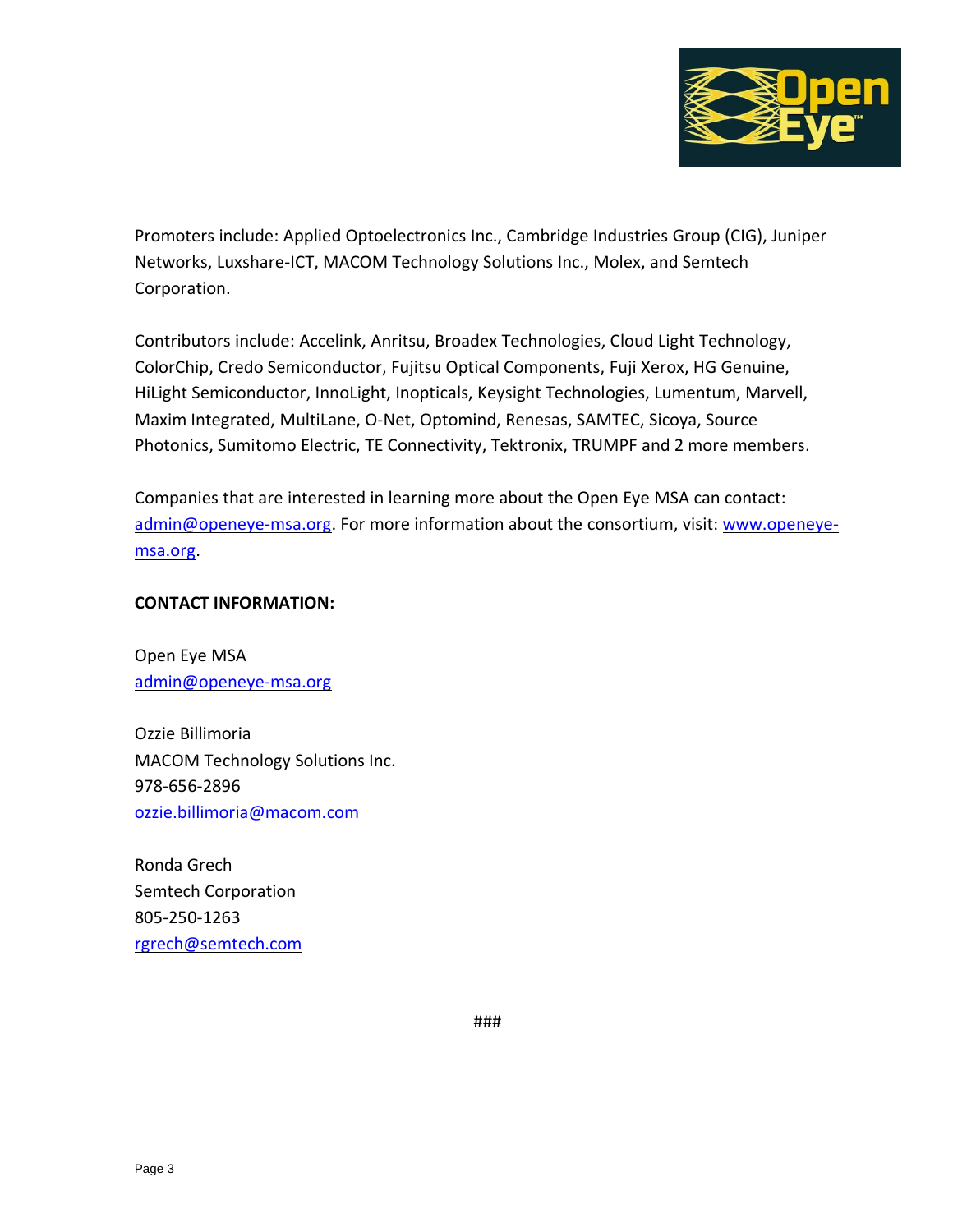Promoters include: Applied Optoelectronics Inc., Cambridge Industries Group (CIG), Juniper Networks, Luxshare-ICT, MACOM Technology Solutions Inc., Molex, and Semtech Corporation.

Contributors include: Accelink, Anritsu, Broadex Technologies, Cloud Light Technology, ColorChip, Credo Semiconductor, Fujitsu Optical Components, Fuji Xerox, HG Genuine, HiLight Semiconductor, InnoLight, Inopticals, Keysight Technologies, Lumentum, Marvell, Maxim Integrated, MultiLane, O-Net, Optomind, Renesas, SAMTEC, Sicoya, Source Photonics, Sumitomo Electric, TE Connectivity, Tektronix, TRUMPF and 2 more members.

Companies that are interested in learning more about the Open Eye MSA can contact: admin@openeye-msa.org. For more information about the consortium, visit: www.openeye-msa.org.

**CONTACT INFORMATION:**

Open Eye MSA
admin@openeye-msa.org

Ozzie Billimoria
MACOM Technology Solutions Inc.
978-656-2896
ozzie.billimoria@macom.com

Ronda Grech
Semtech Corporation
805-250-1263
rgrech@semtech.com

###